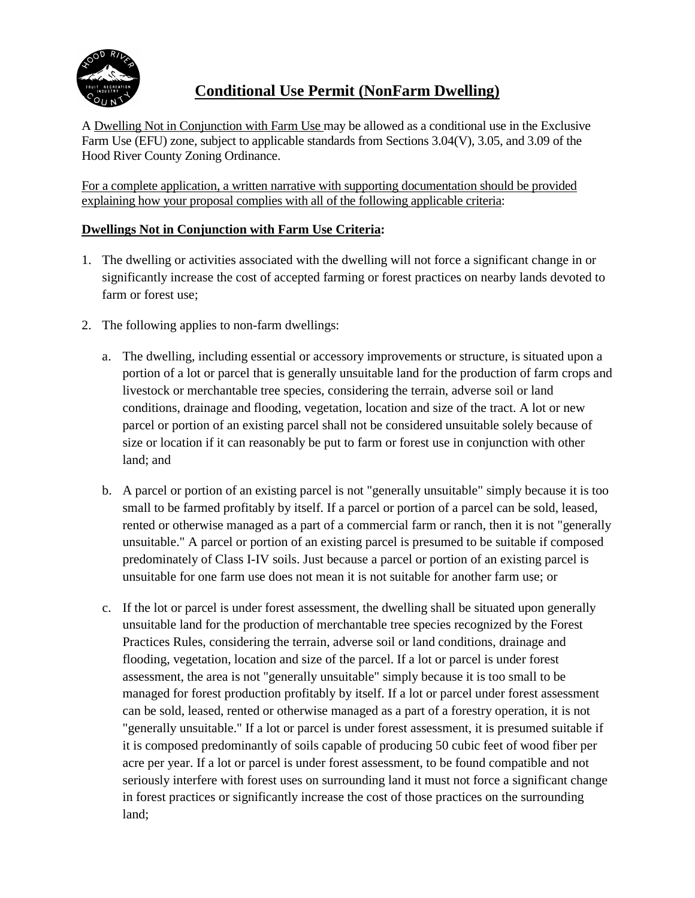# Conditional Use Permit (NonFarm Dwelling)

A Dwelling Not in Conjunction with Farm Use may be allowed as a conditional use in the Exclusive Farm Use (EFU) zone, subject to applicable standards from Sections 3.04(V), 3.05, and 3.09 of the Hood River County Zoning Ordinance.

For a complete application, a written narrative with supporting documentation should be provided explaining how your proposal complies with all of the following applicable criteria:

**Dwellings Not in Conjunction with Farm Use Criteria:**

1. The dwelling or activities associated with the dwelling will not force a significant change in or significantly increase the cost of accepted farming or forest practices on nearby lands devoted to farm or forest use;

2. The following applies to non-farm dwellings:

   a. The dwelling, including essential or accessory improvements or structure, is situated upon a portion of a lot or parcel that is generally unsuitable land for the production of farm crops and livestock or merchantable tree species, considering the terrain, adverse soil or land conditions, drainage and flooding, vegetation, location and size of the tract. A lot or new parcel or portion of an existing parcel shall not be considered unsuitable solely because of size or location if it can reasonably be put to farm or forest use in conjunction with other land; and

   b. A parcel or portion of an existing parcel is not "generally unsuitable" simply because it is too small to be farmed profitably by itself. If a parcel or portion of a parcel can be sold, leased, rented or otherwise managed as a part of a commercial farm or ranch, then it is not "generally unsuitable." A parcel or portion of an existing parcel is presumed to be suitable if composed predominately of Class I-IV soils. Just because a parcel or portion of an existing parcel is unsuitable for one farm use does not mean it is not suitable for another farm use; or

   c. If the lot or parcel is under forest assessment, the dwelling shall be situated upon generally unsuitable land for the production of merchantable tree species recognized by the Forest Practices Rules, considering the terrain, adverse soil or land conditions, drainage and flooding, vegetation, location and size of the parcel. If a lot or parcel is under forest assessment, the area is not "generally unsuitable" simply because it is too small to be managed for forest production profitably by itself. If a lot or parcel under forest assessment can be sold, leased, rented or otherwise managed as a part of a forestry operation, it is not "generally unsuitable." If a lot or parcel is under forest assessment, it is presumed suitable if it is composed predominantly of soils capable of producing 50 cubic feet of wood fiber per acre per year. If a lot or parcel is under forest assessment, to be found compatible and not seriously interfere with forest uses on surrounding land it must not force a significant change in forest practices or significantly increase the cost of those practices on the surrounding land;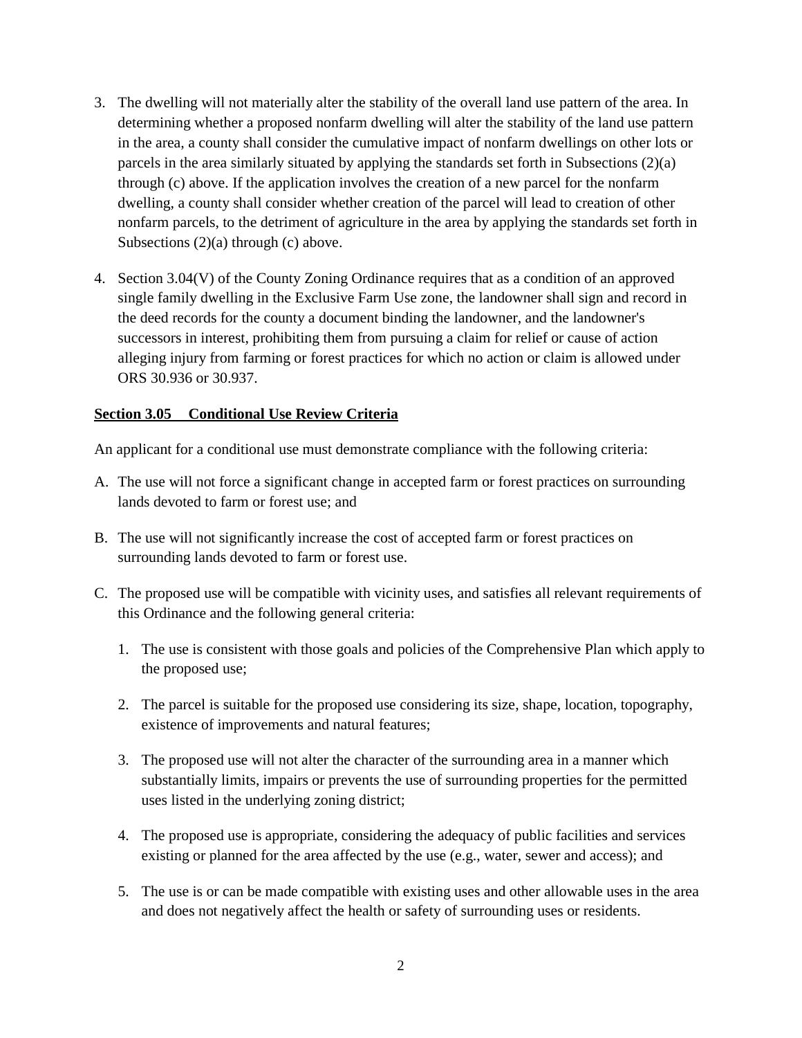3. The dwelling will not materially alter the stability of the overall land use pattern of the area. In determining whether a proposed nonfarm dwelling will alter the stability of the land use pattern in the area, a county shall consider the cumulative impact of nonfarm dwellings on other lots or parcels in the area similarly situated by applying the standards set forth in Subsections (2)(a) through (c) above. If the application involves the creation of a new parcel for the nonfarm dwelling, a county shall consider whether creation of the parcel will lead to creation of other nonfarm parcels, to the detriment of agriculture in the area by applying the standards set forth in Subsections (2)(a) through (c) above.

4. Section 3.04(V) of the County Zoning Ordinance requires that as a condition of an approved single family dwelling in the Exclusive Farm Use zone, the landowner shall sign and record in the deed records for the county a document binding the landowner, and the landowner's successors in interest, prohibiting them from pursuing a claim for relief or cause of action alleging injury from farming or forest practices for which no action or claim is allowed under ORS 30.936 or 30.937.

**Section 3.05 Conditional Use Review Criteria**

An applicant for a conditional use must demonstrate compliance with the following criteria:

A. The use will not force a significant change in accepted farm or forest practices on surrounding lands devoted to farm or forest use; and

B. The use will not significantly increase the cost of accepted farm or forest practices on surrounding lands devoted to farm or forest use.

C. The proposed use will be compatible with vicinity uses, and satisfies all relevant requirements of this Ordinance and the following general criteria:

   1. The use is consistent with those goals and policies of the Comprehensive Plan which apply to the proposed use;

   2. The parcel is suitable for the proposed use considering its size, shape, location, topography, existence of improvements and natural features;

   3. The proposed use will not alter the character of the surrounding area in a manner which substantially limits, impairs or prevents the use of surrounding properties for the permitted uses listed in the underlying zoning district;

   4. The proposed use is appropriate, considering the adequacy of public facilities and services existing or planned for the area affected by the use (e.g., water, sewer and access); and

   5. The use is or can be made compatible with existing uses and other allowable uses in the area and does not negatively affect the health or safety of surrounding uses or residents.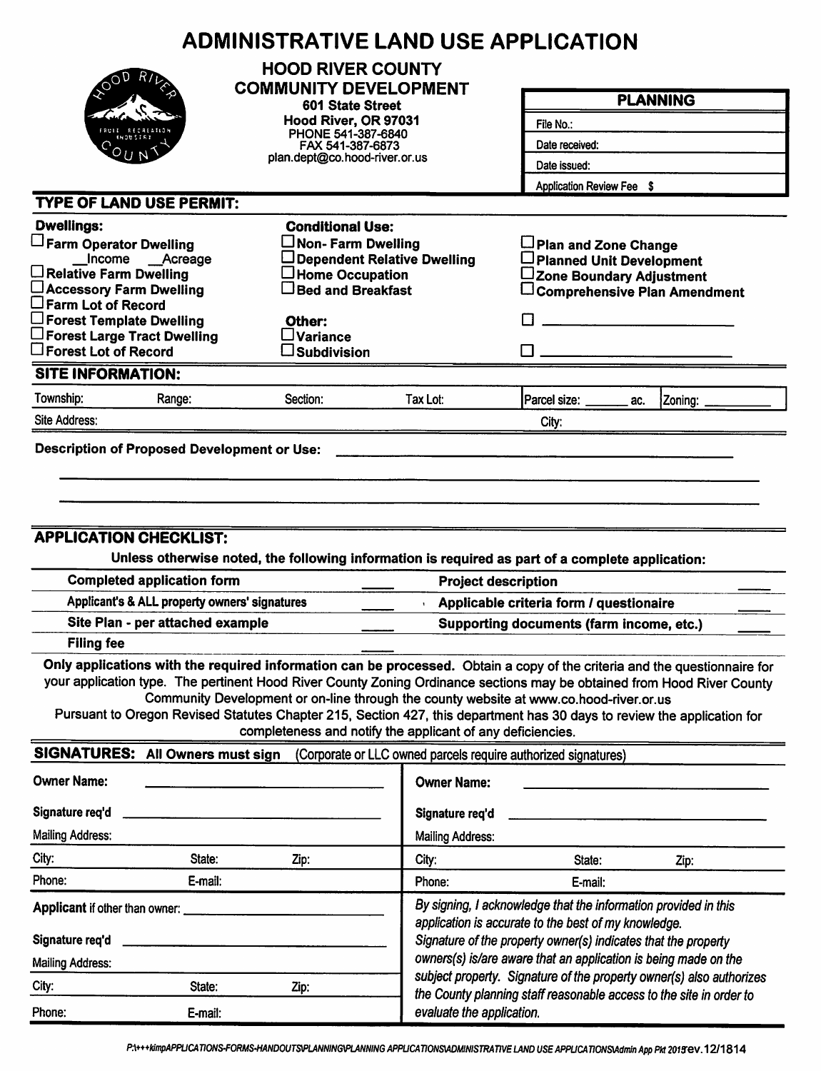# ADMINISTRATIVE LAND USE APPLICATION

**HOOD RIVER COUNTY**
**COMMUNITY DEVELOPMENT**
**601 State Street**
**Hood River, OR 97031**
PHONE 541-387-6840
FAX 541-387-6873
plan.dept@co.hood-river.or.us

| **PLANNING** |
|---|
| File No.: |
| Date received: |
| Date issued: |
| Application Review Fee $ |

## TYPE OF LAND USE PERMIT:

**Dwellings:**
- ☐ **Farm Operator Dwelling**
  - __Income __Acreage
- ☐ **Relative Farm Dwelling**
- ☐ **Accessory Farm Dwelling**
- ☐ **Farm Lot of Record**
- ☐ **Forest Template Dwelling**
- ☐ **Forest Large Tract Dwelling**
- ☐ **Forest Lot of Record**

**Conditional Use:**
- ☐ **Non- Farm Dwelling**
- ☐ **Dependent Relative Dwelling**
- ☐ **Home Occupation**
- ☐ **Bed and Breakfast**

**Other:**
- ☐ **Variance**
- ☐ **Subdivision**

- ☐ **Plan and Zone Change**
- ☐ **Planned Unit Development**
- ☐ **Zone Boundary Adjustment**
- ☐ **Comprehensive Plan Amendment**
- ☐ ____________________
- ☐ ____________________

## SITE INFORMATION:

| Township: | Range: | Section: | Tax Lot: | Parcel size: _______ ac. | Zoning: _________ |
|---|---|---|---|---|---|

Site Address: City:

**Description of Proposed Development or Use:** ____________________________________________

______________________________________________________________________________

______________________________________________________________________________

## APPLICATION CHECKLIST:

**Unless otherwise noted, the following information is required as part of a complete application:**

| | | | |
|---|---|---|---|
| **Completed application form** | ____ | **Project description** | ____ |
| **Applicant's & ALL property owners' signatures** | ____ | **Applicable criteria form / questionaire** | ____ |
| **Site Plan - per attached example** | ____ | **Supporting documents (farm income, etc.)** | ____ |
| **Filing fee** | ____ | | |

**Only applications with the required information can be processed.** Obtain a copy of the criteria and the questionnaire for your application type. The pertinent Hood River County Zoning Ordinance sections may be obtained from Hood River County Community Development or on-line through the county website at www.co.hood-river.or.us

Pursuant to Oregon Revised Statutes Chapter 215, Section 427, this department has 30 days to review the application for completeness and notify the applicant of any deficiencies.

## SIGNATURES: All Owners must sign (Corporate or LLC owned parcels require authorized signatures)

| | |
|---|---|
| **Owner Name:** ____________________ | **Owner Name:** ____________________ |
| **Signature req'd** ____________________ | **Signature req'd** ____________________ |
| Mailing Address: | Mailing Address: |
| City: State: Zip: | City: State: Zip: |
| Phone: E-mail: | Phone: E-mail: |

**Applicant** if other than owner: ____________________

**Signature req'd** ____________________

Mailing Address:

City: State: Zip:

Phone: E-mail:

*By signing, I acknowledge that the information provided in this application is accurate to the best of my knowledge. Signature of the property owner(s) indicates that the property owners(s) is/are aware that an application is being made on the subject property. Signature of the property owner(s) also authorizes the County planning staff reasonable access to the site in order to evaluate the application.*

*P:\+++kimpAPPLICATIONS-FORMS-HANDOUTS\PLANNING\PLANNING APPLICATIONS\ADMINISTRATIVE LAND USE APPLICATIONS\Admin App Pkt 2015* rev. 12/1814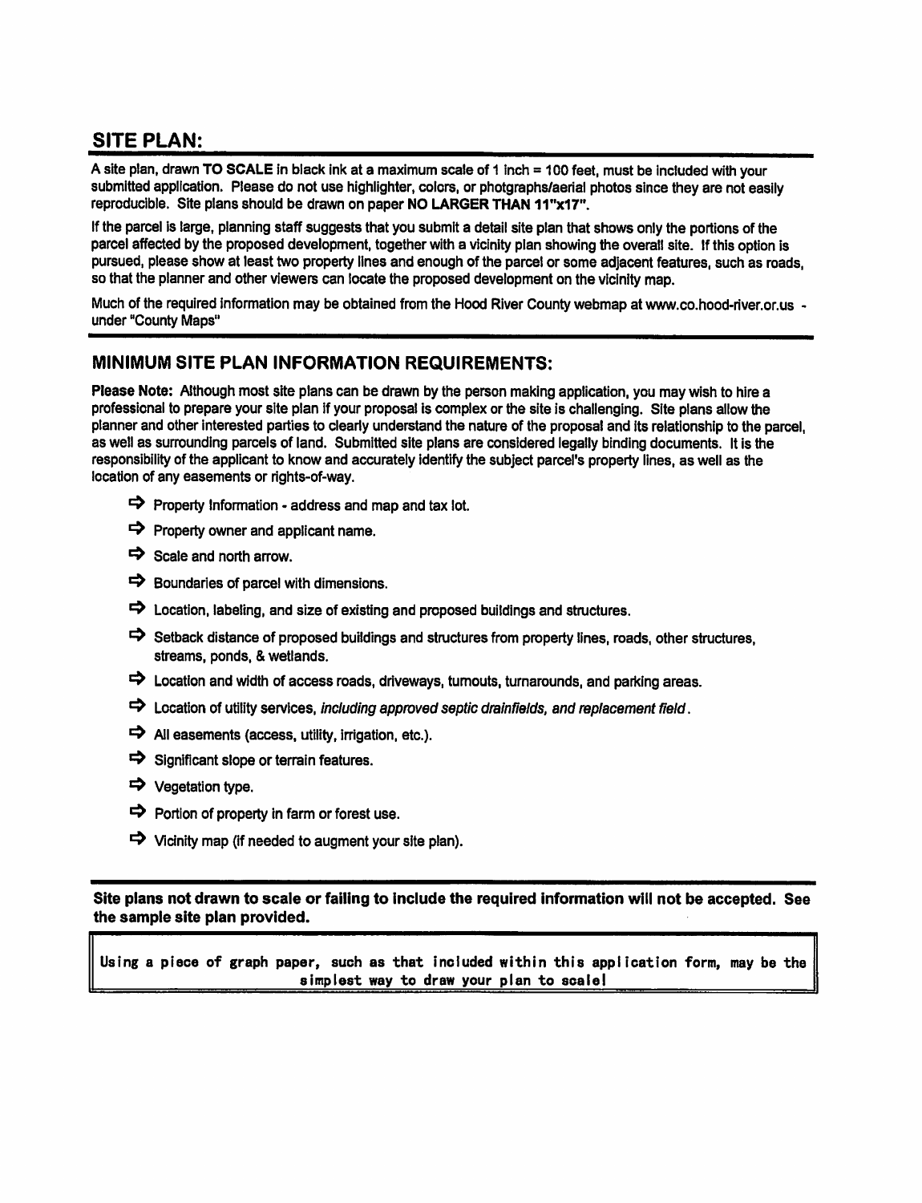## SITE PLAN:

A site plan, drawn **TO SCALE** in black ink at a maximum scale of 1 inch = 100 feet, must be included with your submitted application. Please do not use highlighter, colors, or photgraphs/aerial photos since they are not easily reproducible. Site plans should be drawn on paper **NO LARGER THAN 11"x17"**.

If the parcel is large, planning staff suggests that you submit a detail site plan that shows only the portions of the parcel affected by the proposed development, together with a vicinity plan showing the overall site. If this option is pursued, please show at least two property lines and enough of the parcel or some adjacent features, such as roads, so that the planner and other viewers can locate the proposed development on the vicinity map.

Much of the required information may be obtained from the Hood River County webmap at www.co.hood-river.or.us - under "County Maps"

## MINIMUM SITE PLAN INFORMATION REQUIREMENTS:

**Please Note:** Although most site plans can be drawn by the person making application, you may wish to hire a professional to prepare your site plan if your proposal is complex or the site is challenging. Site plans allow the planner and other interested parties to clearly understand the nature of the proposal and its relationship to the parcel, as well as surrounding parcels of land. Submitted site plans are considered legally binding documents. It is the responsibility of the applicant to know and accurately identify the subject parcel's property lines, as well as the location of any easements or rights-of-way.

- ➪ Property Information - address and map and tax lot.
- ➪ Property owner and applicant name.
- ➪ Scale and north arrow.
- ➪ Boundaries of parcel with dimensions.
- ➪ Location, labeling, and size of existing and proposed buildings and structures.
- ➪ Setback distance of proposed buildings and structures from property lines, roads, other structures, streams, ponds, & wetlands.
- ➪ Location and width of access roads, driveways, turnouts, turnarounds, and parking areas.
- ➪ Location of utility services, *including approved septic drainfields, and replacement field*.
- ➪ All easements (access, utility, irrigation, etc.).
- ➪ Significant slope or terrain features.
- ➪ Vegetation type.
- ➪ Portion of property in farm or forest use.
- ➪ Vicinity map (if needed to augment your site plan).

**Site plans not drawn to scale or failing to include the required information will not be accepted. See the sample site plan provided.**

Using a piece of graph paper, such as that included within this application form, may be the simplest way to draw your plan to scale!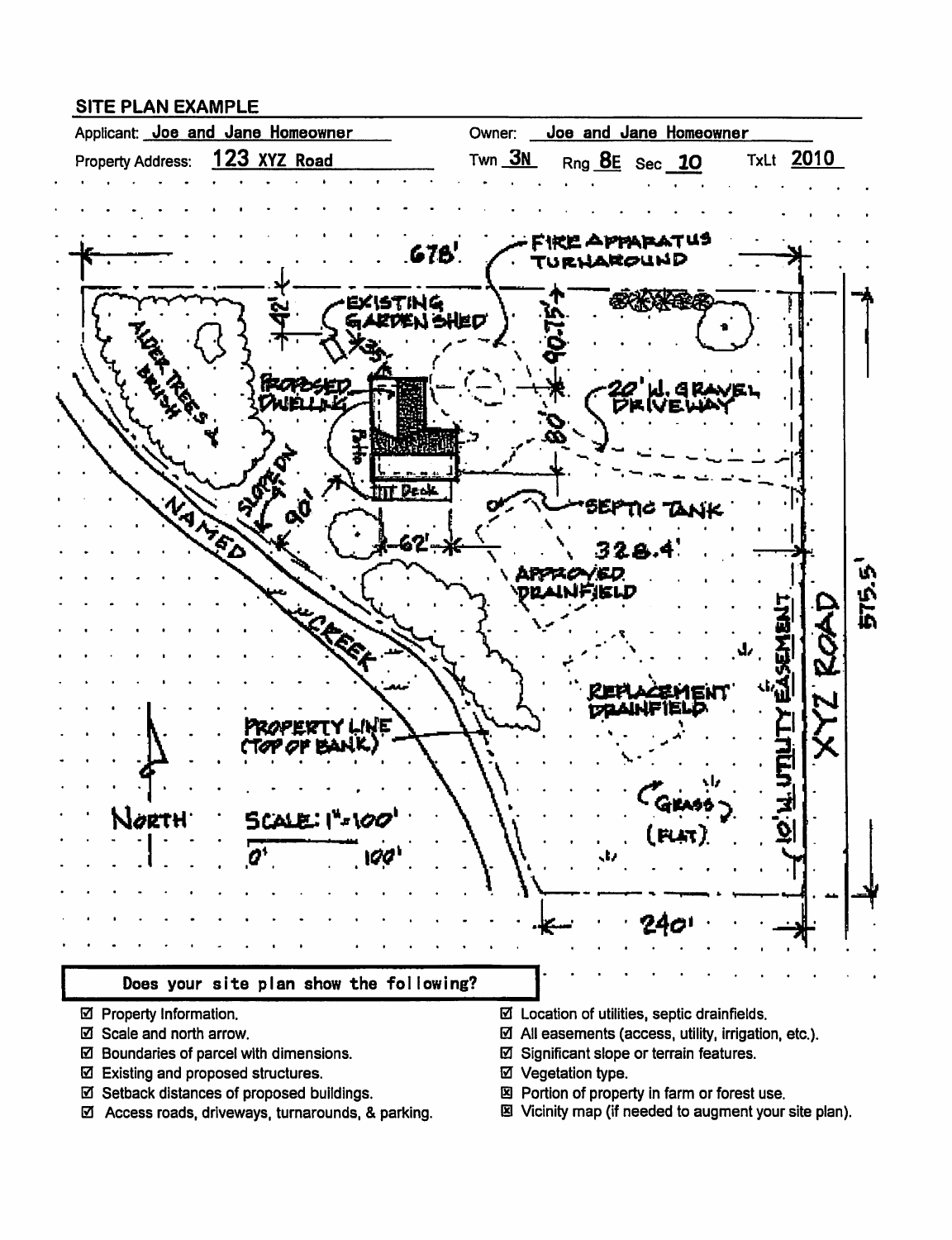## SITE PLAN EXAMPLE

Applicant: Joe and Jane Homeowner

Owner: Joe and Jane Homeowner

Property Address: 123 XYZ Road

Twn 3N Rng 8E Sec 10 TxLt 2010

678'

FIRE APPARATUS TURNAROUND

42'

EXISTING GARDEN SHED

35'

90.75'

ALDER TREES & BRUSH

PROPOSED DWELLING

Patio

20' W. GRAVEL DRIVEWAY

80'

Deck

SLOPE DN 5%

90'

62'

SEPTIC TANK

328.4'

NAMED CREEK

APPROVED DRAINFIELD

10' W. UTILITY EASEMENT

XYZ ROAD

575.5'

REPLACEMENT DRAINFIELD

PROPERTY LINE (TOP OF BANK)

NORTH

SCALE: 1"=100'

0' 100'

GRASS (FLAT)

240'

**Does your site plan show the following?**

- ☑ Property Information.
- ☑ Scale and north arrow.
- ☑ Boundaries of parcel with dimensions.
- ☑ Existing and proposed structures.
- ☑ Setback distances of proposed buildings.
- ☑ Access roads, driveways, turnarounds, & parking.
- ☑ Location of utilities, septic drainfields.
- ☑ All easements (access, utility, irrigation, etc.).
- ☑ Significant slope or terrain features.
- ☑ Vegetation type.
- ☒ Portion of property in farm or forest use.
- ☒ Vicinity map (if needed to augment your site plan).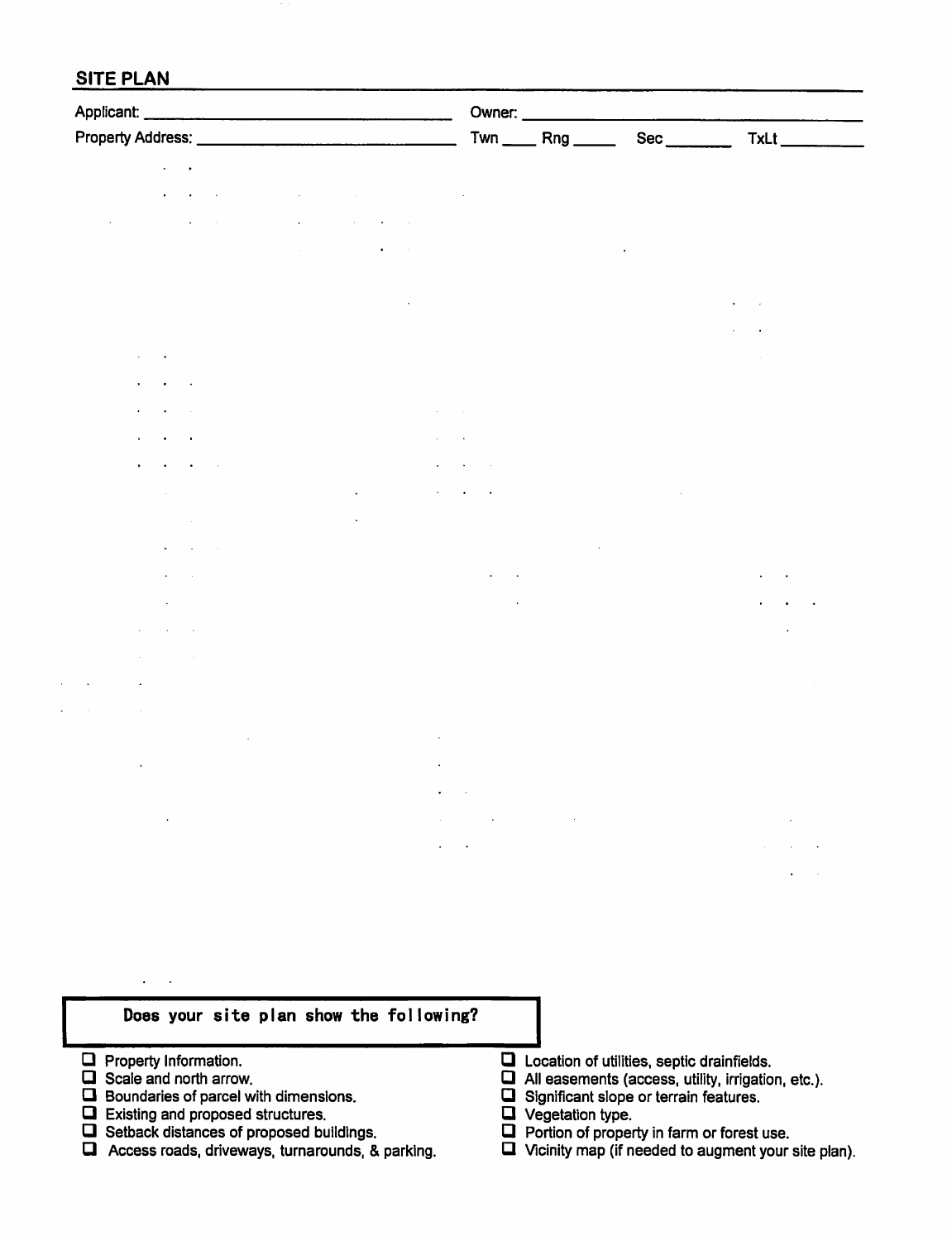## SITE PLAN

Applicant: ______________________________ Owner: ______________________________

Property Address: ______________________________ Twn ____ Rng _____ Sec _______ TxLt _________

**Does your site plan show the following?**

- ☐ Property Information.
- ☐ Scale and north arrow.
- ☐ Boundaries of parcel with dimensions.
- ☐ Existing and proposed structures.
- ☐ Setback distances of proposed buildings.
- ☐ Access roads, driveways, turnarounds, & parking.
- ☐ Location of utilities, septic drainfields.
- ☐ All easements (access, utility, irrigation, etc.).
- ☐ Significant slope or terrain features.
- ☐ Vegetation type.
- ☐ Portion of property in farm or forest use.
- ☐ Vicinity map (if needed to augment your site plan).